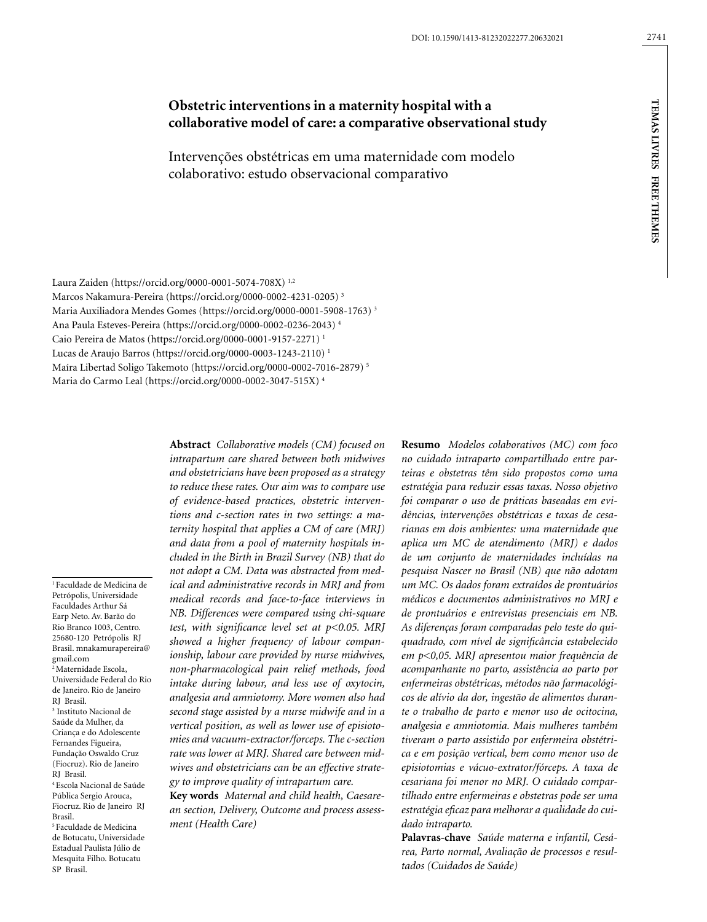DOI: 10.1590/1413-81232022277.20632021

# Obstetric interventions in a maternity hospital with a collaborative model of care: a comparative observational study

Intervenções obstétricas em uma maternidade com modelo colaborativo: estudo observacional comparativo

Laura Zaiden (https://orcid.org/0000-0001-5074-708X) [1,2]
Marcos Nakamura-Pereira (https://orcid.org/0000-0002-4231-0205) [3]
Maria Auxiliadora Mendes Gomes (https://orcid.org/0000-0001-5908-1763) [3]
Ana Paula Esteves-Pereira (https://orcid.org/0000-0002-0236-2043) [4]
Caio Pereira de Matos (https://orcid.org/0000-0001-9157-2271) [1]
Lucas de Araujo Barros (https://orcid.org/0000-0003-1243-2110) [1]
Maíra Libertad Soligo Takemoto (https://orcid.org/0000-0002-7016-2879) [5]
Maria do Carmo Leal (https://orcid.org/0000-0002-3047-515X) [4]

[1] Faculdade de Medicina de Petrópolis, Universidade Faculdades Arthur Sá Earp Neto. Av. Barão do Rio Branco 1003, Centro. 25680-120 Petrópolis RJ Brasil. mnakamurapereira@gmail.com
[2] Maternidade Escola, Universidade Federal do Rio de Janeiro. Rio de Janeiro RJ Brasil.
[3] Instituto Nacional de Saúde da Mulher, da Criança e do Adolescente Fernandes Figueira, Fundação Oswaldo Cruz (Fiocruz). Rio de Janeiro RJ Brasil.
[4] Escola Nacional de Saúde Pública Sergio Arouca, Fiocruz. Rio de Janeiro RJ Brasil.
[5] Faculdade de Medicina de Botucatu, Universidade Estadual Paulista Júlio de Mesquita Filho. Botucatu SP Brasil.

**Abstract** *Collaborative models (CM) focused on intrapartum care shared between both midwives and obstetricians have been proposed as a strategy to reduce these rates. Our aim was to compare use of evidence-based practices, obstetric interventions and c-section rates in two settings: a maternity hospital that applies a CM of care (MRJ) and data from a pool of maternity hospitals included in the Birth in Brazil Survey (NB) that do not adopt a CM. Data was abstracted from medical and administrative records in MRJ and from medical records and face-to-face interviews in NB. Differences were compared using chi-square test, with significance level set at $p<0.05$. MRJ showed a higher frequency of labour companionship, labour care provided by nurse midwives, non-pharmacological pain relief methods, food intake during labour, and less use of oxytocin, analgesia and amniotomy. More women also had second stage assisted by a nurse midwife and in a vertical position, as well as lower use of episiotomies and vacuum-extractor/forceps. The c-section rate was lower at MRJ. Shared care between midwives and obstetricians can be an effective strategy to improve quality of intrapartum care.*

**Key words** *Maternal and child health, Caesarean section, Delivery, Outcome and process assessment (Health Care)*

**Resumo** *Modelos colaborativos (MC) com foco no cuidado intraparto compartilhado entre parteiras e obstetras têm sido propostos como uma estratégia para reduzir essas taxas. Nosso objetivo foi comparar o uso de práticas baseadas em evidências, intervenções obstétricas e taxas de cesarianas em dois ambientes: uma maternidade que aplica um MC de atendimento (MRJ) e dados de um conjunto de maternidades incluídas na pesquisa Nascer no Brasil (NB) que não adotam um MC. Os dados foram extraídos de prontuários médicos e documentos administrativos no MRJ e de prontuários e entrevistas presenciais em NB. As diferenças foram comparadas pelo teste do qui-quadrado, com nível de significância estabelecido em $p<0,05$. MRJ apresentou maior frequência de acompanhante no parto, assistência ao parto por enfermeiras obstétricas, métodos não farmacológicos de alívio da dor, ingestão de alimentos durante o trabalho de parto e menor uso de ocitocina, analgesia e amniotomia. Mais mulheres também tiveram o parto assistido por enfermeira obstétrica e em posição vertical, bem como menor uso de episiotomias e vácuo-extrator/fórceps. A taxa de cesariana foi menor no MRJ. O cuidado compartilhado entre enfermeiras e obstetras pode ser uma estratégia eficaz para melhorar a qualidade do cuidado intraparto.*

**Palavras-chave** *Saúde materna e infantil, Cesárea, Parto normal, Avaliação de processos e resultados (Cuidados de Saúde)*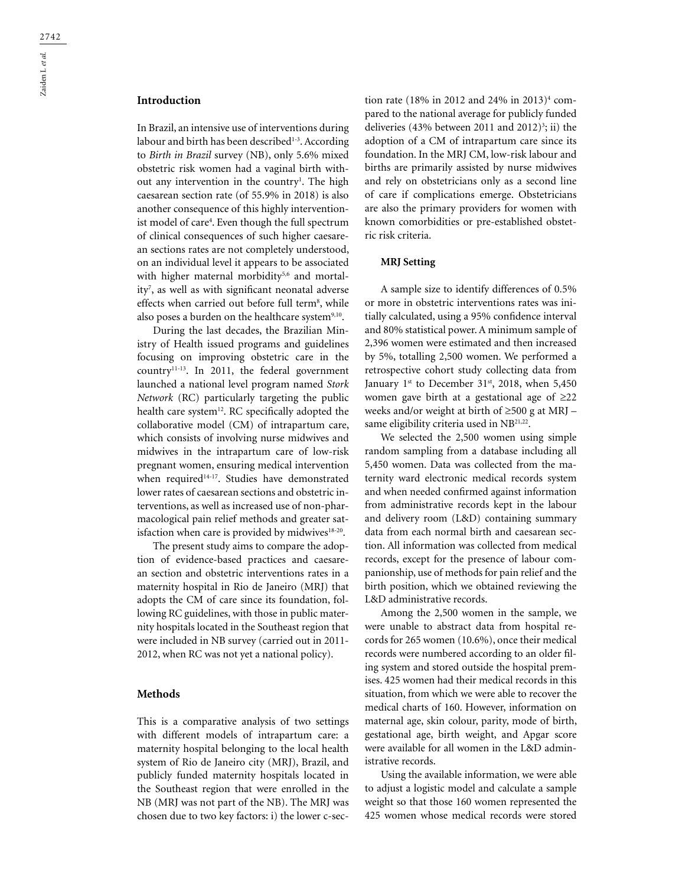## Introduction

In Brazil, an intensive use of interventions during labour and birth has been described[1-3]. According to *Birth in Brazil* survey (NB), only 5.6% mixed obstetric risk women had a vaginal birth without any intervention in the country[1]. The high caesarean section rate (of 55.9% in 2018) is also another consequence of this highly interventionist model of care[4]. Even though the full spectrum of clinical consequences of such higher caesarean sections rates are not completely understood, on an individual level it appears to be associated with higher maternal morbidity[5,6] and mortality[7], as well as with significant neonatal adverse effects when carried out before full term[8], while also poses a burden on the healthcare system[9,10].

During the last decades, the Brazilian Ministry of Health issued programs and guidelines focusing on improving obstetric care in the country[11-13]. In 2011, the federal government launched a national level program named *Stork Network* (RC) particularly targeting the public health care system[12]. RC specifically adopted the collaborative model (CM) of intrapartum care, which consists of involving nurse midwives and midwives in the intrapartum care of low-risk pregnant women, ensuring medical intervention when required[14-17]. Studies have demonstrated lower rates of caesarean sections and obstetric interventions, as well as increased use of non-pharmacological pain relief methods and greater satisfaction when care is provided by midwives[18-20].

The present study aims to compare the adoption of evidence-based practices and caesarean section and obstetric interventions rates in a maternity hospital in Rio de Janeiro (MRJ) that adopts the CM of care since its foundation, following RC guidelines, with those in public maternity hospitals located in the Southeast region that were included in NB survey (carried out in 2011-2012, when RC was not yet a national policy).

## Methods

This is a comparative analysis of two settings with different models of intrapartum care: a maternity hospital belonging to the local health system of Rio de Janeiro city (MRJ), Brazil, and publicly funded maternity hospitals located in the Southeast region that were enrolled in the NB (MRJ was not part of the NB). The MRJ was chosen due to two key factors: i) the lower c-section rate (18% in 2012 and 24% in 2013)[4] compared to the national average for publicly funded deliveries (43% between 2011 and 2012)[3]; ii) the adoption of a CM of intrapartum care since its foundation. In the MRJ CM, low-risk labour and births are primarily assisted by nurse midwives and rely on obstetricians only as a second line of care if complications emerge. Obstetricians are also the primary providers for women with known comorbidities or pre-established obstetric risk criteria.

### MRJ Setting

A sample size to identify differences of 0.5% or more in obstetric interventions rates was initially calculated, using a 95% confidence interval and 80% statistical power. A minimum sample of 2,396 women were estimated and then increased by 5%, totalling 2,500 women. We performed a retrospective cohort study collecting data from January 1st to December 31st, 2018, when 5,450 women gave birth at a gestational age of ≥22 weeks and/or weight at birth of ≥500 g at MRJ – same eligibility criteria used in NB[21,22].

We selected the 2,500 women using simple random sampling from a database including all 5,450 women. Data was collected from the maternity ward electronic medical records system and when needed confirmed against information from administrative records kept in the labour and delivery room (L&D) containing summary data from each normal birth and caesarean section. All information was collected from medical records, except for the presence of labour companionship, use of methods for pain relief and the birth position, which we obtained reviewing the L&D administrative records.

Among the 2,500 women in the sample, we were unable to abstract data from hospital records for 265 women (10.6%), once their medical records were numbered according to an older filing system and stored outside the hospital premises. 425 women had their medical records in this situation, from which we were able to recover the medical charts of 160. However, information on maternal age, skin colour, parity, mode of birth, gestational age, birth weight, and Apgar score were available for all women in the L&D administrative records.

Using the available information, we were able to adjust a logistic model and calculate a sample weight so that those 160 women represented the 425 women whose medical records were stored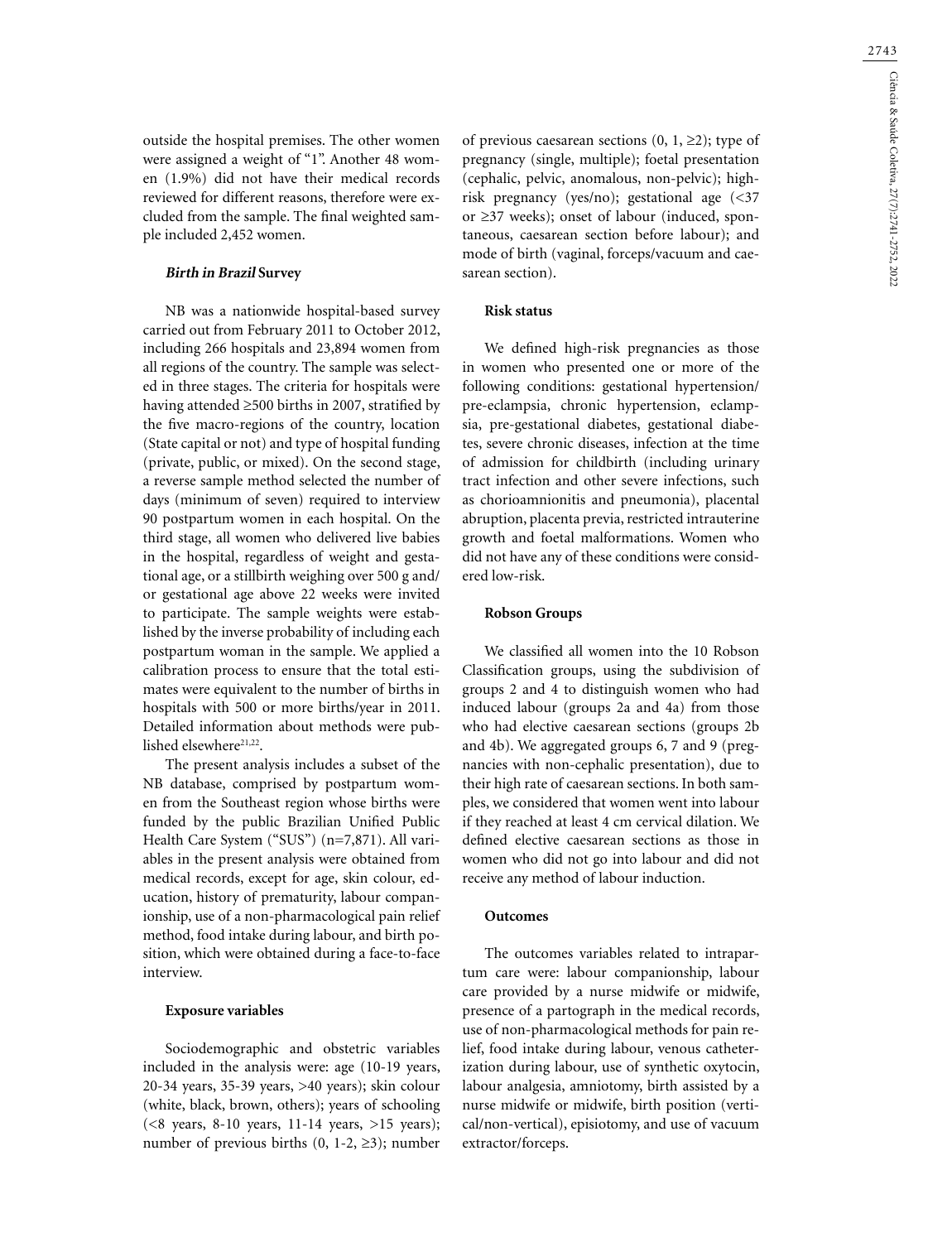outside the hospital premises. The other women were assigned a weight of "1". Another 48 women (1.9%) did not have their medical records reviewed for different reasons, therefore were excluded from the sample. The final weighted sample included 2,452 women.

### *Birth in Brazil* Survey

NB was a nationwide hospital-based survey carried out from February 2011 to October 2012, including 266 hospitals and 23,894 women from all regions of the country. The sample was selected in three stages. The criteria for hospitals were having attended ≥500 births in 2007, stratified by the five macro-regions of the country, location (State capital or not) and type of hospital funding (private, public, or mixed). On the second stage, a reverse sample method selected the number of days (minimum of seven) required to interview 90 postpartum women in each hospital. On the third stage, all women who delivered live babies in the hospital, regardless of weight and gestational age, or a stillbirth weighing over 500 g and/or gestational age above 22 weeks were invited to participate. The sample weights were established by the inverse probability of including each postpartum woman in the sample. We applied a calibration process to ensure that the total estimates were equivalent to the number of births in hospitals with 500 or more births/year in 2011. Detailed information about methods were published elsewhere[21,22].

The present analysis includes a subset of the NB database, comprised by postpartum women from the Southeast region whose births were funded by the public Brazilian Unified Public Health Care System ("SUS") (n=7,871). All variables in the present analysis were obtained from medical records, except for age, skin colour, education, history of prematurity, labour companionship, use of a non-pharmacological pain relief method, food intake during labour, and birth position, which were obtained during a face-to-face interview.

### Exposure variables

Sociodemographic and obstetric variables included in the analysis were: age (10-19 years, 20-34 years, 35-39 years, >40 years); skin colour (white, black, brown, others); years of schooling (<8 years, 8-10 years, 11-14 years, >15 years); number of previous births (0, 1-2, ≥3); number of previous caesarean sections (0, 1, ≥2); type of pregnancy (single, multiple); foetal presentation (cephalic, pelvic, anomalous, non-pelvic); high-risk pregnancy (yes/no); gestational age (<37 or ≥37 weeks); onset of labour (induced, spontaneous, caesarean section before labour); and mode of birth (vaginal, forceps/vacuum and caesarean section).

### Risk status

We defined high-risk pregnancies as those in women who presented one or more of the following conditions: gestational hypertension/pre-eclampsia, chronic hypertension, eclampsia, pre-gestational diabetes, gestational diabetes, severe chronic diseases, infection at the time of admission for childbirth (including urinary tract infection and other severe infections, such as chorioamnionitis and pneumonia), placental abruption, placenta previa, restricted intrauterine growth and foetal malformations. Women who did not have any of these conditions were considered low-risk.

### Robson Groups

We classified all women into the 10 Robson Classification groups, using the subdivision of groups 2 and 4 to distinguish women who had induced labour (groups 2a and 4a) from those who had elective caesarean sections (groups 2b and 4b). We aggregated groups 6, 7 and 9 (pregnancies with non-cephalic presentation), due to their high rate of caesarean sections. In both samples, we considered that women went into labour if they reached at least 4 cm cervical dilation. We defined elective caesarean sections as those in women who did not go into labour and did not receive any method of labour induction.

### Outcomes

The outcomes variables related to intrapartum care were: labour companionship, labour care provided by a nurse midwife or midwife, presence of a partograph in the medical records, use of non-pharmacological methods for pain relief, food intake during labour, venous catheterization during labour, use of synthetic oxytocin, labour analgesia, amniotomy, birth assisted by a nurse midwife or midwife, birth position (vertical/non-vertical), episiotomy, and use of vacuum extractor/forceps.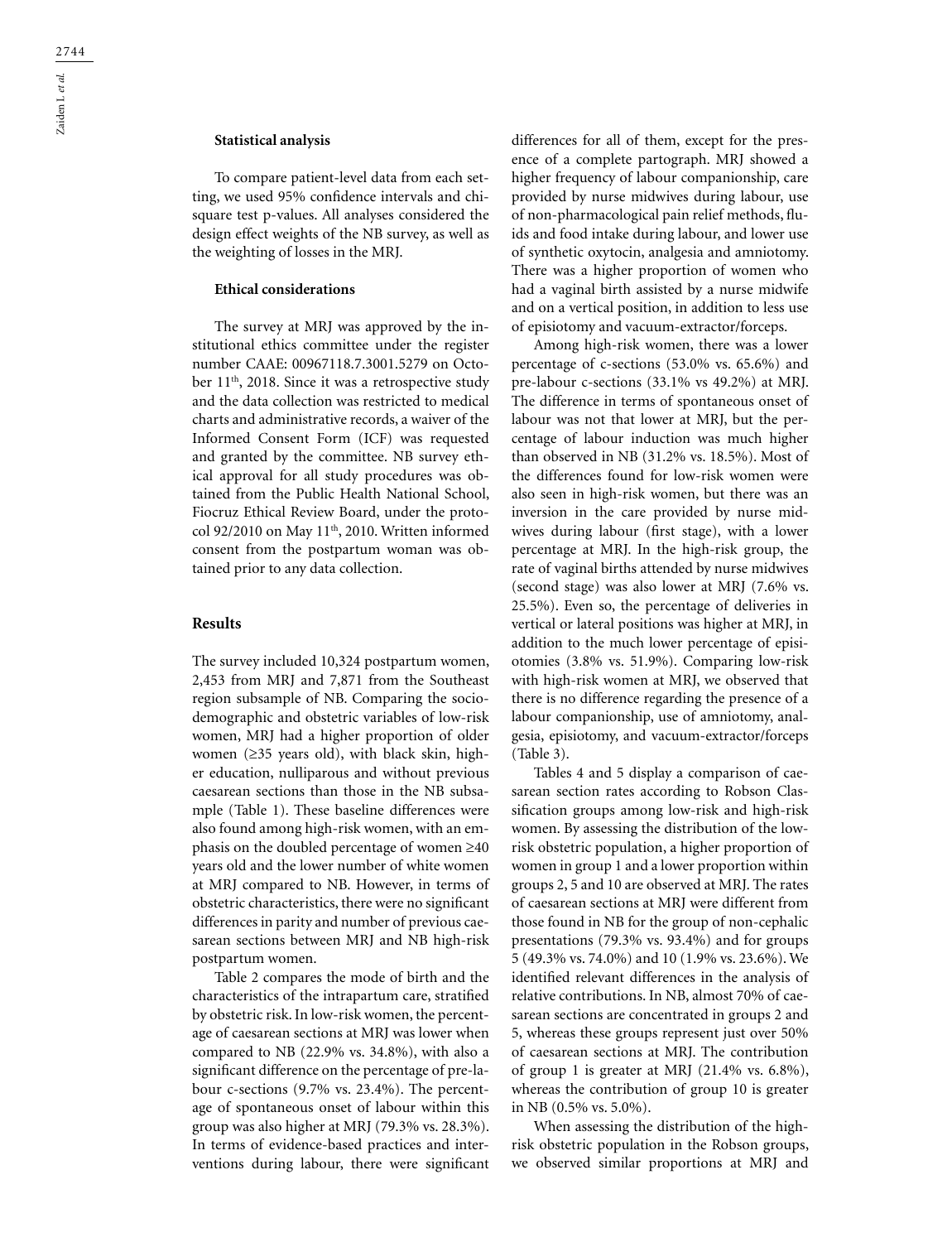### Statistical analysis

To compare patient-level data from each setting, we used 95% confidence intervals and chi-square test p-values. All analyses considered the design effect weights of the NB survey, as well as the weighting of losses in the MRJ.

### Ethical considerations

The survey at MRJ was approved by the institutional ethics committee under the register number CAAE: 00967118.7.3001.5279 on October 11th, 2018. Since it was a retrospective study and the data collection was restricted to medical charts and administrative records, a waiver of the Informed Consent Form (ICF) was requested and granted by the committee. NB survey ethical approval for all study procedures was obtained from the Public Health National School, Fiocruz Ethical Review Board, under the protocol 92/2010 on May 11th, 2010. Written informed consent from the postpartum woman was obtained prior to any data collection.

## Results

The survey included 10,324 postpartum women, 2,453 from MRJ and 7,871 from the Southeast region subsample of NB. Comparing the sociodemographic and obstetric variables of low-risk women, MRJ had a higher proportion of older women (≥35 years old), with black skin, higher education, nulliparous and without previous caesarean sections than those in the NB subsample (Table 1). These baseline differences were also found among high-risk women, with an emphasis on the doubled percentage of women ≥40 years old and the lower number of white women at MRJ compared to NB. However, in terms of obstetric characteristics, there were no significant differences in parity and number of previous caesarean sections between MRJ and NB high-risk postpartum women.

Table 2 compares the mode of birth and the characteristics of the intrapartum care, stratified by obstetric risk. In low-risk women, the percentage of caesarean sections at MRJ was lower when compared to NB (22.9% vs. 34.8%), with also a significant difference on the percentage of pre-labour c-sections (9.7% vs. 23.4%). The percentage of spontaneous onset of labour within this group was also higher at MRJ (79.3% vs. 28.3%). In terms of evidence-based practices and interventions during labour, there were significant differences for all of them, except for the presence of a complete partograph. MRJ showed a higher frequency of labour companionship, care provided by nurse midwives during labour, use of non-pharmacological pain relief methods, fluids and food intake during labour, and lower use of synthetic oxytocin, analgesia and amniotomy. There was a higher proportion of women who had a vaginal birth assisted by a nurse midwife and on a vertical position, in addition to less use of episiotomy and vacuum-extractor/forceps.

Among high-risk women, there was a lower percentage of c-sections (53.0% vs. 65.6%) and pre-labour c-sections (33.1% vs 49.2%) at MRJ. The difference in terms of spontaneous onset of labour was not that lower at MRJ, but the percentage of labour induction was much higher than observed in NB (31.2% vs. 18.5%). Most of the differences found for low-risk women were also seen in high-risk women, but there was an inversion in the care provided by nurse midwives during labour (first stage), with a lower percentage at MRJ. In the high-risk group, the rate of vaginal births attended by nurse midwives (second stage) was also lower at MRJ (7.6% vs. 25.5%). Even so, the percentage of deliveries in vertical or lateral positions was higher at MRJ, in addition to the much lower percentage of episiotomies (3.8% vs. 51.9%). Comparing low-risk with high-risk women at MRJ, we observed that there is no difference regarding the presence of a labour companionship, use of amniotomy, analgesia, episiotomy, and vacuum-extractor/forceps (Table 3).

Tables 4 and 5 display a comparison of caesarean section rates according to Robson Classification groups among low-risk and high-risk women. By assessing the distribution of the low-risk obstetric population, a higher proportion of women in group 1 and a lower proportion within groups 2, 5 and 10 are observed at MRJ. The rates of caesarean sections at MRJ were different from those found in NB for the group of non-cephalic presentations (79.3% vs. 93.4%) and for groups 5 (49.3% vs. 74.0%) and 10 (1.9% vs. 23.6%). We identified relevant differences in the analysis of relative contributions. In NB, almost 70% of caesarean sections are concentrated in groups 2 and 5, whereas these groups represent just over 50% of caesarean sections at MRJ. The contribution of group 1 is greater at MRJ (21.4% vs. 6.8%), whereas the contribution of group 10 is greater in NB (0.5% vs. 5.0%).

When assessing the distribution of the high-risk obstetric population in the Robson groups, we observed similar proportions at MRJ and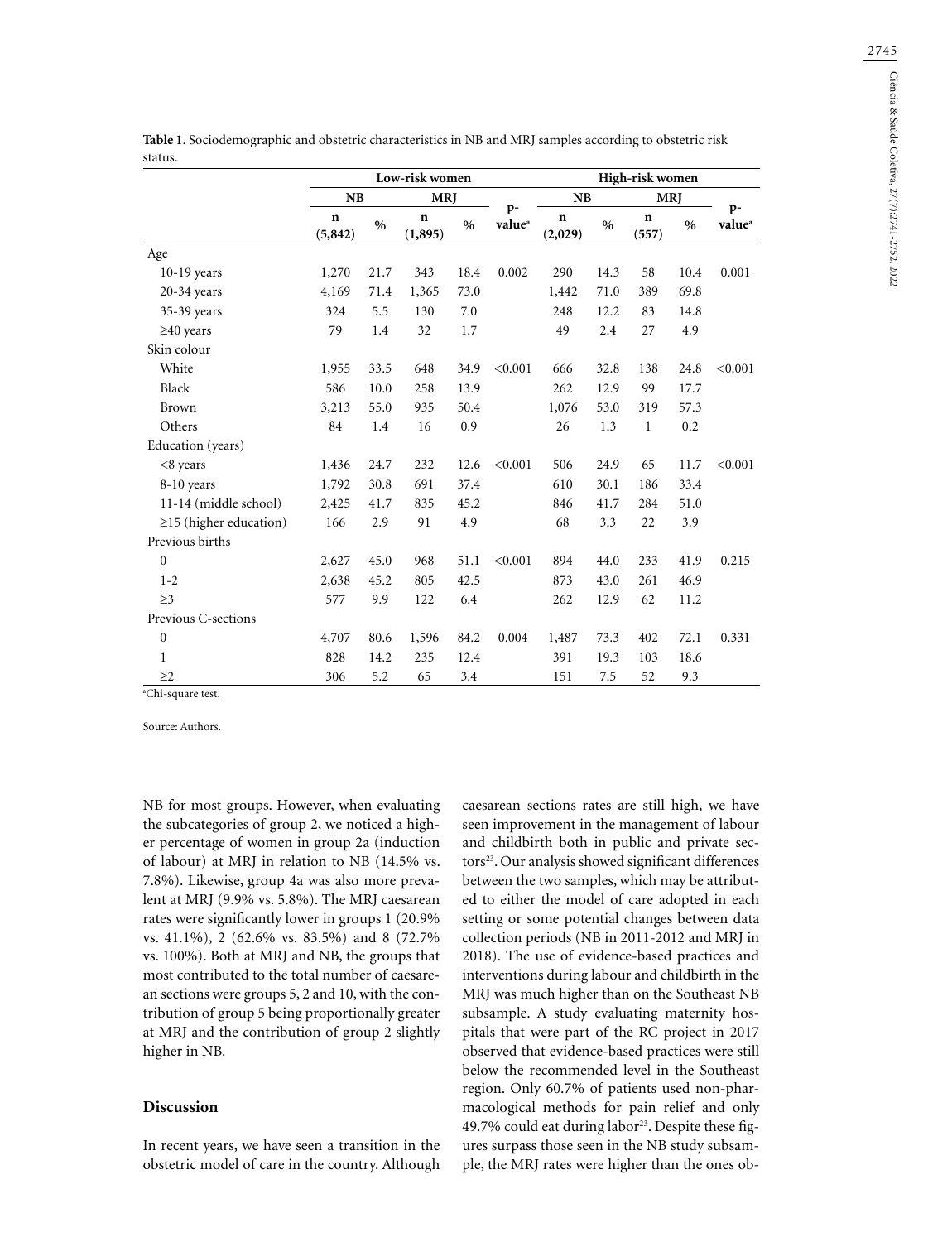**Table 1**. Sociodemographic and obstetric characteristics in NB and MRJ samples according to obstetric risk status.

| | Low-risk women | | | | | High-risk women | | | | |
|---|---|---|---|---|---|---|---|---|---|---|
| | NB | | MRJ | | p-value[a] | NB | | MRJ | | p-value[a] |
| | n (5,842) | % | n (1,895) | % | | n (2,029) | % | n (557) | % | |
| Age | | | | | | | | | | |
| 10-19 years | 1,270 | 21.7 | 343 | 18.4 | 0.002 | 290 | 14.3 | 58 | 10.4 | 0.001 |
| 20-34 years | 4,169 | 71.4 | 1,365 | 73.0 | | 1,442 | 71.0 | 389 | 69.8 | |
| 35-39 years | 324 | 5.5 | 130 | 7.0 | | 248 | 12.2 | 83 | 14.8 | |
| ≥40 years | 79 | 1.4 | 32 | 1.7 | | 49 | 2.4 | 27 | 4.9 | |
| Skin colour | | | | | | | | | | |
| White | 1,955 | 33.5 | 648 | 34.9 | <0.001 | 666 | 32.8 | 138 | 24.8 | <0.001 |
| Black | 586 | 10.0 | 258 | 13.9 | | 262 | 12.9 | 99 | 17.7 | |
| Brown | 3,213 | 55.0 | 935 | 50.4 | | 1,076 | 53.0 | 319 | 57.3 | |
| Others | 84 | 1.4 | 16 | 0.9 | | 26 | 1.3 | 1 | 0.2 | |
| Education (years) | | | | | | | | | | |
| <8 years | 1,436 | 24.7 | 232 | 12.6 | <0.001 | 506 | 24.9 | 65 | 11.7 | <0.001 |
| 8-10 years | 1,792 | 30.8 | 691 | 37.4 | | 610 | 30.1 | 186 | 33.4 | |
| 11-14 (middle school) | 2,425 | 41.7 | 835 | 45.2 | | 846 | 41.7 | 284 | 51.0 | |
| ≥15 (higher education) | 166 | 2.9 | 91 | 4.9 | | 68 | 3.3 | 22 | 3.9 | |
| Previous births | | | | | | | | | | |
| 0 | 2,627 | 45.0 | 968 | 51.1 | <0.001 | 894 | 44.0 | 233 | 41.9 | 0.215 |
| 1-2 | 2,638 | 45.2 | 805 | 42.5 | | 873 | 43.0 | 261 | 46.9 | |
| ≥3 | 577 | 9.9 | 122 | 6.4 | | 262 | 12.9 | 62 | 11.2 | |
| Previous C-sections | | | | | | | | | | |
| 0 | 4,707 | 80.6 | 1,596 | 84.2 | 0.004 | 1,487 | 73.3 | 402 | 72.1 | 0.331 |
| 1 | 828 | 14.2 | 235 | 12.4 | | 391 | 19.3 | 103 | 18.6 | |
| ≥2 | 306 | 5.2 | 65 | 3.4 | | 151 | 7.5 | 52 | 9.3 | |

[a]Chi-square test.

Source: Authors.

NB for most groups. However, when evaluating the subcategories of group 2, we noticed a higher percentage of women in group 2a (induction of labour) at MRJ in relation to NB (14.5% vs. 7.8%). Likewise, group 4a was also more prevalent at MRJ (9.9% vs. 5.8%). The MRJ caesarean rates were significantly lower in groups 1 (20.9% vs. 41.1%), 2 (62.6% vs. 83.5%) and 8 (72.7% vs. 100%). Both at MRJ and NB, the groups that most contributed to the total number of caesarean sections were groups 5, 2 and 10, with the contribution of group 5 being proportionally greater at MRJ and the contribution of group 2 slightly higher in NB.

## Discussion

In recent years, we have seen a transition in the obstetric model of care in the country. Although caesarean sections rates are still high, we have seen improvement in the management of labour and childbirth both in public and private sectors[23]. Our analysis showed significant differences between the two samples, which may be attributed to either the model of care adopted in each setting or some potential changes between data collection periods (NB in 2011-2012 and MRJ in 2018). The use of evidence-based practices and interventions during labour and childbirth in the MRJ was much higher than on the Southeast NB subsample. A study evaluating maternity hospitals that were part of the RC project in 2017 observed that evidence-based practices were still below the recommended level in the Southeast region. Only 60.7% of patients used non-pharmacological methods for pain relief and only 49.7% could eat during labor[23]. Despite these figures surpass those seen in the NB study subsample, the MRJ rates were higher than the ones ob-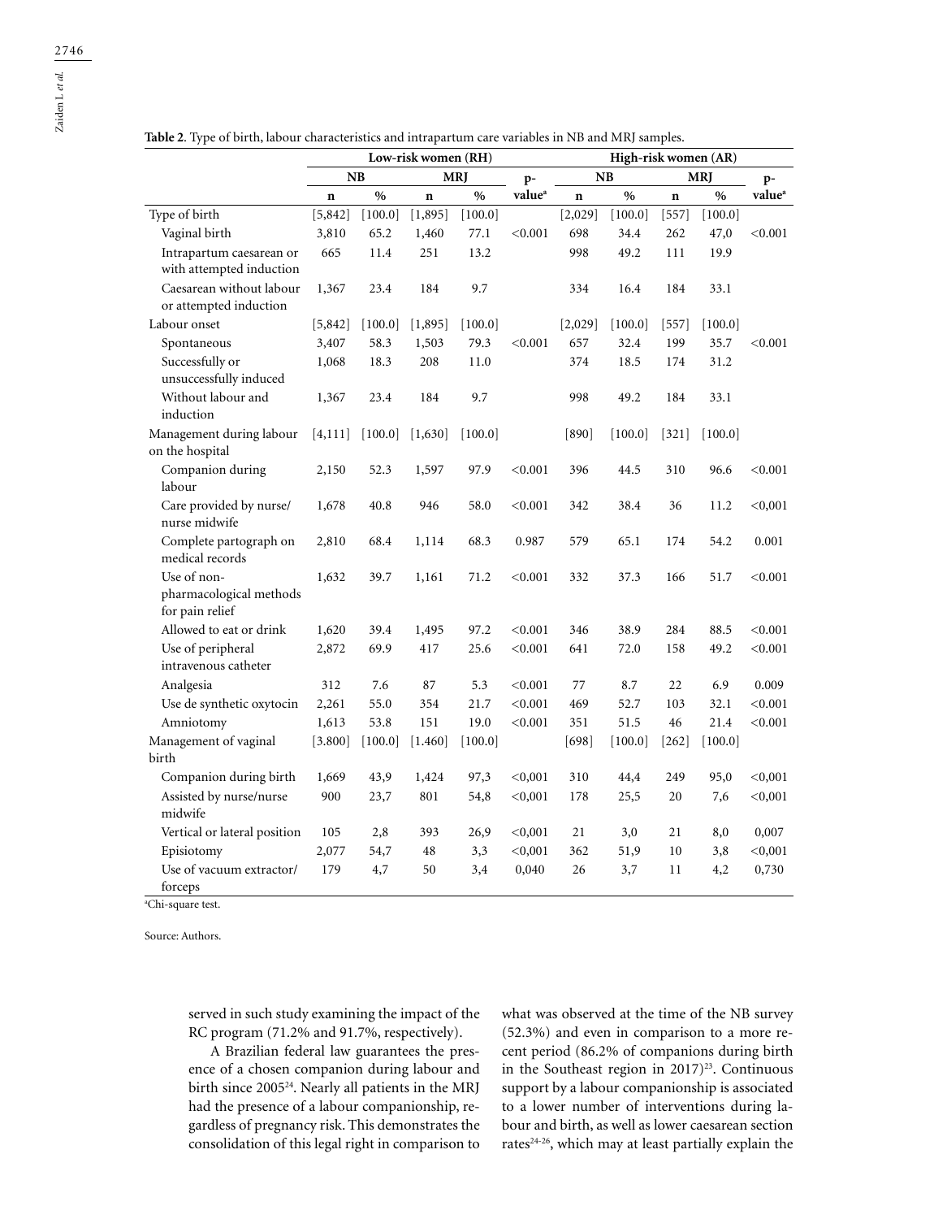**Table 2.** Type of birth, labour characteristics and intrapartum care variables in NB and MRJ samples.

| | Low-risk women (RH) | | | | | High-risk women (AR) | | | | |
|---|---|---|---|---|---|---|---|---|---|---|
| | NB | | MRJ | | p-value[a] | NB | | MRJ | | p-value[a] |
| | n | % | n | % | | n | % | n | % | |
| Type of birth | [5,842] | [100.0] | [1,895] | [100.0] | | [2,029] | [100.0] | [557] | [100.0] | |
| Vaginal birth | 3,810 | 65.2 | 1,460 | 77.1 | <0.001 | 698 | 34.4 | 262 | 47,0 | <0.001 |
| Intrapartum caesarean or with attempted induction | 665 | 11.4 | 251 | 13.2 | | 998 | 49.2 | 111 | 19.9 | |
| Caesarean without labour or attempted induction | 1,367 | 23.4 | 184 | 9.7 | | 334 | 16.4 | 184 | 33.1 | |
| Labour onset | [5,842] | [100.0] | [1,895] | [100.0] | | [2,029] | [100.0] | [557] | [100.0] | |
| Spontaneous | 3,407 | 58.3 | 1,503 | 79.3 | <0.001 | 657 | 32.4 | 199 | 35.7 | <0.001 |
| Successfully or unsuccessfully induced | 1,068 | 18.3 | 208 | 11.0 | | 374 | 18.5 | 174 | 31.2 | |
| Without labour and induction | 1,367 | 23.4 | 184 | 9.7 | | 998 | 49.2 | 184 | 33.1 | |
| Management during labour on the hospital | [4,111] | [100.0] | [1,630] | [100.0] | | [890] | [100.0] | [321] | [100.0] | |
| Companion during labour | 2,150 | 52.3 | 1,597 | 97.9 | <0.001 | 396 | 44.5 | 310 | 96.6 | <0.001 |
| Care provided by nurse/ nurse midwife | 1,678 | 40.8 | 946 | 58.0 | <0.001 | 342 | 38.4 | 36 | 11.2 | <0,001 |
| Complete partograph on medical records | 2,810 | 68.4 | 1,114 | 68.3 | 0.987 | 579 | 65.1 | 174 | 54.2 | 0.001 |
| Use of non-pharmacological methods for pain relief | 1,632 | 39.7 | 1,161 | 71.2 | <0.001 | 332 | 37.3 | 166 | 51.7 | <0.001 |
| Allowed to eat or drink | 1,620 | 39.4 | 1,495 | 97.2 | <0.001 | 346 | 38.9 | 284 | 88.5 | <0.001 |
| Use of peripheral intravenous catheter | 2,872 | 69.9 | 417 | 25.6 | <0.001 | 641 | 72.0 | 158 | 49.2 | <0.001 |
| Analgesia | 312 | 7.6 | 87 | 5.3 | <0.001 | 77 | 8.7 | 22 | 6.9 | 0.009 |
| Use de synthetic oxytocin | 2,261 | 55.0 | 354 | 21.7 | <0.001 | 469 | 52.7 | 103 | 32.1 | <0.001 |
| Amniotomy | 1,613 | 53.8 | 151 | 19.0 | <0.001 | 351 | 51.5 | 46 | 21.4 | <0.001 |
| Management of vaginal birth | [3.800] | [100.0] | [1.460] | [100.0] | | [698] | [100.0] | [262] | [100.0] | |
| Companion during birth | 1,669 | 43,9 | 1,424 | 97,3 | <0,001 | 310 | 44,4 | 249 | 95,0 | <0,001 |
| Assisted by nurse/nurse midwife | 900 | 23,7 | 801 | 54,8 | <0,001 | 178 | 25,5 | 20 | 7,6 | <0,001 |
| Vertical or lateral position | 105 | 2,8 | 393 | 26,9 | <0,001 | 21 | 3,0 | 21 | 8,0 | 0,007 |
| Episiotomy | 2,077 | 54,7 | 48 | 3,3 | <0,001 | 362 | 51,9 | 10 | 3,8 | <0,001 |
| Use of vacuum extractor/ forceps | 179 | 4,7 | 50 | 3,4 | 0,040 | 26 | 3,7 | 11 | 4,2 | 0,730 |

[a]Chi-square test.

Source: Authors.

served in such study examining the impact of the RC program (71.2% and 91.7%, respectively).

A Brazilian federal law guarantees the presence of a chosen companion during labour and birth since 2005[24]. Nearly all patients in the MRJ had the presence of a labour companionship, regardless of pregnancy risk. This demonstrates the consolidation of this legal right in comparison to what was observed at the time of the NB survey (52.3%) and even in comparison to a more recent period (86.2% of companions during birth in the Southeast region in 2017)[23]. Continuous support by a labour companionship is associated to a lower number of interventions during labour and birth, as well as lower caesarean section rates[24-26], which may at least partially explain the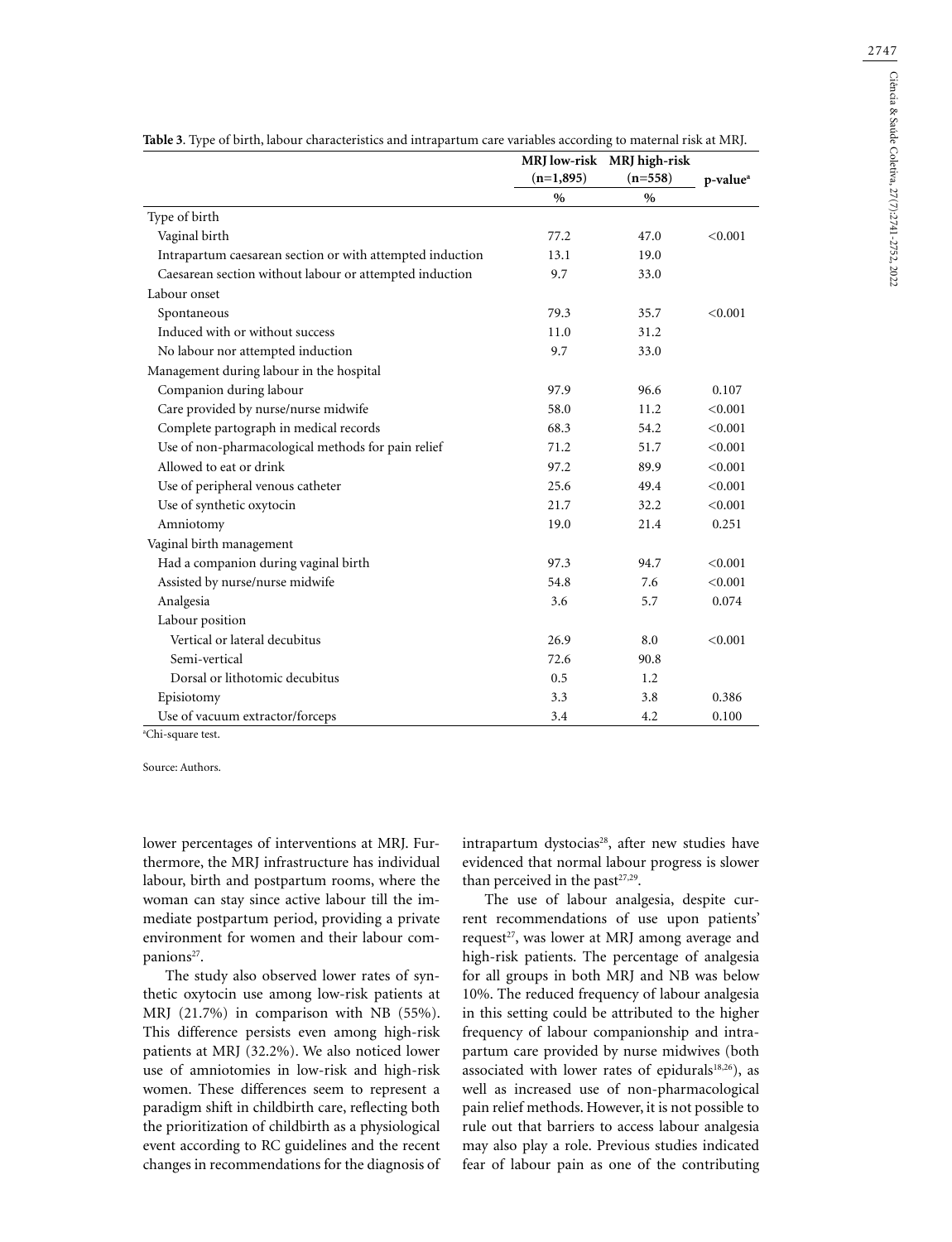**Table 3**. Type of birth, labour characteristics and intrapartum care variables according to maternal risk at MRJ.

| | MRJ low-risk (n=1,895) | MRJ high-risk (n=558) | p-value[a] |
|---|---|---|---|
| | % | % | |
| Type of birth | | | |
| Vaginal birth | 77.2 | 47.0 | <0.001 |
| Intrapartum caesarean section or with attempted induction | 13.1 | 19.0 | |
| Caesarean section without labour or attempted induction | 9.7 | 33.0 | |
| Labour onset | | | |
| Spontaneous | 79.3 | 35.7 | <0.001 |
| Induced with or without success | 11.0 | 31.2 | |
| No labour nor attempted induction | 9.7 | 33.0 | |
| Management during labour in the hospital | | | |
| Companion during labour | 97.9 | 96.6 | 0.107 |
| Care provided by nurse/nurse midwife | 58.0 | 11.2 | <0.001 |
| Complete partograph in medical records | 68.3 | 54.2 | <0.001 |
| Use of non-pharmacological methods for pain relief | 71.2 | 51.7 | <0.001 |
| Allowed to eat or drink | 97.2 | 89.9 | <0.001 |
| Use of peripheral venous catheter | 25.6 | 49.4 | <0.001 |
| Use of synthetic oxytocin | 21.7 | 32.2 | <0.001 |
| Amniotomy | 19.0 | 21.4 | 0.251 |
| Vaginal birth management | | | |
| Had a companion during vaginal birth | 97.3 | 94.7 | <0.001 |
| Assisted by nurse/nurse midwife | 54.8 | 7.6 | <0.001 |
| Analgesia | 3.6 | 5.7 | 0.074 |
| Labour position | | | |
| Vertical or lateral decubitus | 26.9 | 8.0 | <0.001 |
| Semi-vertical | 72.6 | 90.8 | |
| Dorsal or lithotomic decubitus | 0.5 | 1.2 | |
| Episiotomy | 3.3 | 3.8 | 0.386 |
| Use of vacuum extractor/forceps | 3.4 | 4.2 | 0.100 |

[a]Chi-square test.

Source: Authors.

lower percentages of interventions at MRJ. Furthermore, the MRJ infrastructure has individual labour, birth and postpartum rooms, where the woman can stay since active labour till the immediate postpartum period, providing a private environment for women and their labour companions[27].

The study also observed lower rates of synthetic oxytocin use among low-risk patients at MRJ (21.7%) in comparison with NB (55%). This difference persists even among high-risk patients at MRJ (32.2%). We also noticed lower use of amniotomies in low-risk and high-risk women. These differences seem to represent a paradigm shift in childbirth care, reflecting both the prioritization of childbirth as a physiological event according to RC guidelines and the recent changes in recommendations for the diagnosis of intrapartum dystocias[28], after new studies have evidenced that normal labour progress is slower than perceived in the past[27,29].

The use of labour analgesia, despite current recommendations of use upon patients' request[27], was lower at MRJ among average and high-risk patients. The percentage of analgesia for all groups in both MRJ and NB was below 10%. The reduced frequency of labour analgesia in this setting could be attributed to the higher frequency of labour companionship and intrapartum care provided by nurse midwives (both associated with lower rates of epidurals[18,26]), as well as increased use of non-pharmacological pain relief methods. However, it is not possible to rule out that barriers to access labour analgesia may also play a role. Previous studies indicated fear of labour pain as one of the contributing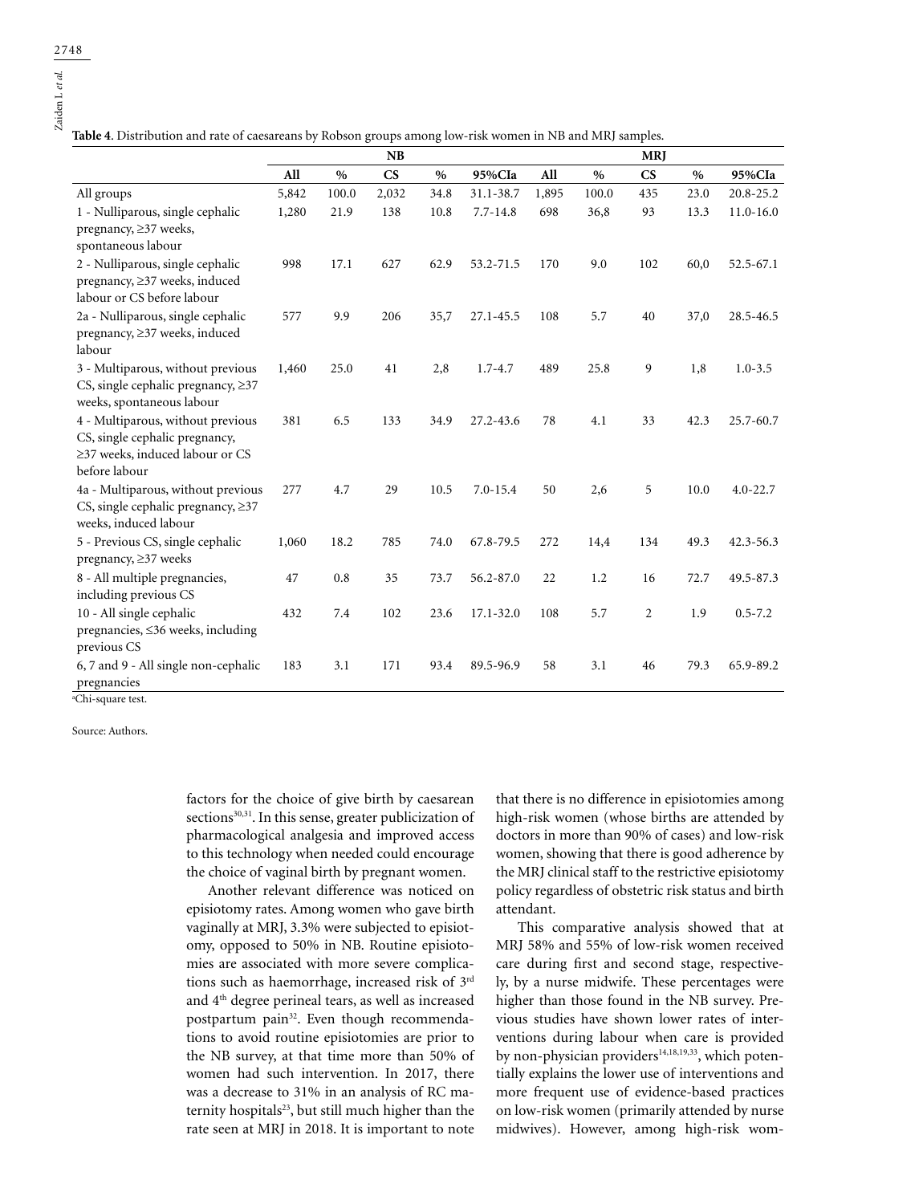**Table 4**. Distribution and rate of caesareans by Robson groups among low-risk women in NB and MRJ samples.

| | NB | | | | | MRJ | | | | |
|---|---|---|---|---|---|---|---|---|---|---|
| | All | % | CS | % | 95%CIa | All | % | CS | % | 95%CIa |
| All groups | 5,842 | 100.0 | 2,032 | 34.8 | 31.1-38.7 | 1,895 | 100.0 | 435 | 23.0 | 20.8-25.2 |
| 1 - Nulliparous, single cephalic pregnancy, ≥37 weeks, spontaneous labour | 1,280 | 21.9 | 138 | 10.8 | 7.7-14.8 | 698 | 36,8 | 93 | 13.3 | 11.0-16.0 |
| 2 - Nulliparous, single cephalic pregnancy, ≥37 weeks, induced labour or CS before labour | 998 | 17.1 | 627 | 62.9 | 53.2-71.5 | 170 | 9.0 | 102 | 60,0 | 52.5-67.1 |
| 2a - Nulliparous, single cephalic pregnancy, ≥37 weeks, induced labour | 577 | 9.9 | 206 | 35,7 | 27.1-45.5 | 108 | 5.7 | 40 | 37,0 | 28.5-46.5 |
| 3 - Multiparous, without previous CS, single cephalic pregnancy, ≥37 weeks, spontaneous labour | 1,460 | 25.0 | 41 | 2,8 | 1.7-4.7 | 489 | 25.8 | 9 | 1,8 | 1.0-3.5 |
| 4 - Multiparous, without previous CS, single cephalic pregnancy, ≥37 weeks, induced labour or CS before labour | 381 | 6.5 | 133 | 34.9 | 27.2-43.6 | 78 | 4.1 | 33 | 42.3 | 25.7-60.7 |
| 4a - Multiparous, without previous CS, single cephalic pregnancy, ≥37 weeks, induced labour | 277 | 4.7 | 29 | 10.5 | 7.0-15.4 | 50 | 2,6 | 5 | 10.0 | 4.0-22.7 |
| 5 - Previous CS, single cephalic pregnancy, ≥37 weeks | 1,060 | 18.2 | 785 | 74.0 | 67.8-79.5 | 272 | 14,4 | 134 | 49.3 | 42.3-56.3 |
| 8 - All multiple pregnancies, including previous CS | 47 | 0.8 | 35 | 73.7 | 56.2-87.0 | 22 | 1.2 | 16 | 72.7 | 49.5-87.3 |
| 10 - All single cephalic pregnancies, ≤36 weeks, including previous CS | 432 | 7.4 | 102 | 23.6 | 17.1-32.0 | 108 | 5.7 | 2 | 1.9 | 0.5-7.2 |
| 6, 7 and 9 - All single non-cephalic pregnancies | 183 | 3.1 | 171 | 93.4 | 89.5-96.9 | 58 | 3.1 | 46 | 79.3 | 65.9-89.2 |

[a]Chi-square test.

Source: Authors.

factors for the choice of give birth by caesarean sections[30,31]. In this sense, greater publicization of pharmacological analgesia and improved access to this technology when needed could encourage the choice of vaginal birth by pregnant women.

Another relevant difference was noticed on episiotomy rates. Among women who gave birth vaginally at MRJ, 3.3% were subjected to episiotomy, opposed to 50% in NB. Routine episiotomies are associated with more severe complications such as haemorrhage, increased risk of 3rd and 4th degree perineal tears, as well as increased postpartum pain[32]. Even though recommendations to avoid routine episiotomies are prior to the NB survey, at that time more than 50% of women had such intervention. In 2017, there was a decrease to 31% in an analysis of RC maternity hospitals[23], but still much higher than the rate seen at MRJ in 2018. It is important to note that there is no difference in episiotomies among high-risk women (whose births are attended by doctors in more than 90% of cases) and low-risk women, showing that there is good adherence by the MRJ clinical staff to the restrictive episiotomy policy regardless of obstetric risk status and birth attendant.

This comparative analysis showed that at MRJ 58% and 55% of low-risk women received care during first and second stage, respectively, by a nurse midwife. These percentages were higher than those found in the NB survey. Previous studies have shown lower rates of interventions during labour when care is provided by non-physician providers[14,18,19,33], which potentially explains the lower use of interventions and more frequent use of evidence-based practices on low-risk women (primarily attended by nurse midwives). However, among high-risk wom-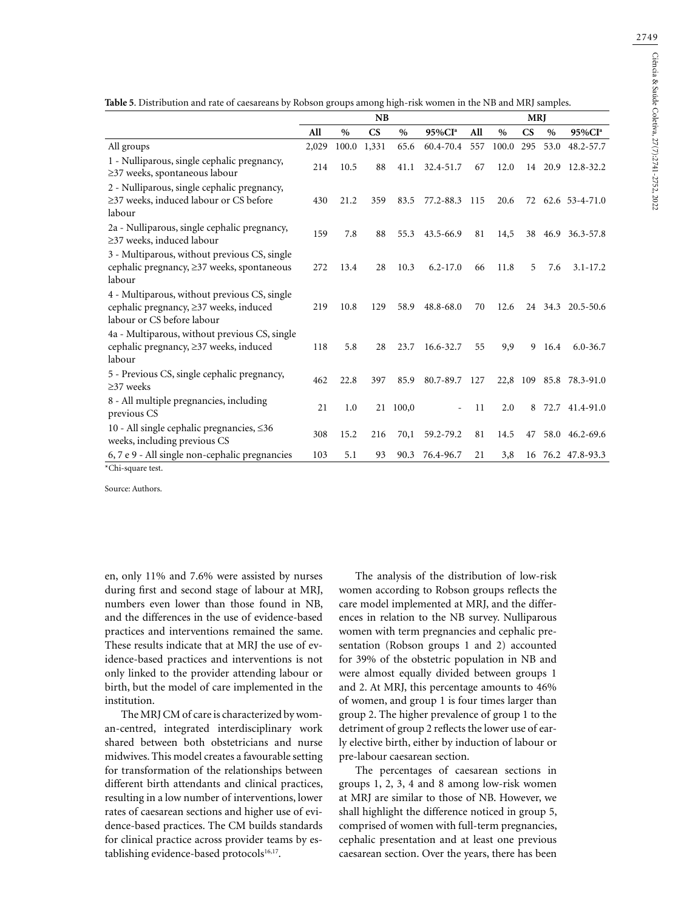**Table 5**. Distribution and rate of caesareans by Robson groups among high-risk women in the NB and MRJ samples.

| | NB | | | | | MRJ | | | | |
|---|---|---|---|---|---|---|---|---|---|---|
| | All | % | CS | % | 95%CI[a] | All | % | CS | % | 95%CI[a] |
| All groups | 2,029 | 100.0 | 1,331 | 65.6 | 60.4-70.4 | 557 | 100.0 | 295 | 53.0 | 48.2-57.7 |
| 1 - Nulliparous, single cephalic pregnancy, ≥37 weeks, spontaneous labour | 214 | 10.5 | 88 | 41.1 | 32.4-51.7 | 67 | 12.0 | 14 | 20.9 | 12.8-32.2 |
| 2 - Nulliparous, single cephalic pregnancy, ≥37 weeks, induced labour or CS before labour | 430 | 21.2 | 359 | 83.5 | 77.2-88.3 | 115 | 20.6 | 72 | 62.6 | 53-4-71.0 |
| 2a - Nulliparous, single cephalic pregnancy, ≥37 weeks, induced labour | 159 | 7.8 | 88 | 55.3 | 43.5-66.9 | 81 | 14,5 | 38 | 46.9 | 36.3-57.8 |
| 3 - Multiparous, without previous CS, single cephalic pregnancy, ≥37 weeks, spontaneous labour | 272 | 13.4 | 28 | 10.3 | 6.2-17.0 | 66 | 11.8 | 5 | 7.6 | 3.1-17.2 |
| 4 - Multiparous, without previous CS, single cephalic pregnancy, ≥37 weeks, induced labour or CS before labour | 219 | 10.8 | 129 | 58.9 | 48.8-68.0 | 70 | 12.6 | 24 | 34.3 | 20.5-50.6 |
| 4a - Multiparous, without previous CS, single cephalic pregnancy, ≥37 weeks, induced labour | 118 | 5.8 | 28 | 23.7 | 16.6-32.7 | 55 | 9,9 | 9 | 16.4 | 6.0-36.7 |
| 5 - Previous CS, single cephalic pregnancy, ≥37 weeks | 462 | 22.8 | 397 | 85.9 | 80.7-89.7 | 127 | 22,8 | 109 | 85.8 | 78.3-91.0 |
| 8 - All multiple pregnancies, including previous CS | 21 | 1.0 | 21 | 100,0 | - | 11 | 2.0 | 8 | 72.7 | 41.4-91.0 |
| 10 - All single cephalic pregnancies, ≤36 weeks, including previous CS | 308 | 15.2 | 216 | 70,1 | 59.2-79.2 | 81 | 14.5 | 47 | 58.0 | 46.2-69.6 |
| 6, 7 e 9 - All single non-cephalic pregnancies | 103 | 5.1 | 93 | 90.3 | 76.4-96.7 | 21 | 3,8 | 16 | 76.2 | 47.8-93.3 |

[a]Chi-square test.

Source: Authors.

en, only 11% and 7.6% were assisted by nurses during first and second stage of labour at MRJ, numbers even lower than those found in NB, and the differences in the use of evidence-based practices and interventions remained the same. These results indicate that at MRJ the use of evidence-based practices and interventions is not only linked to the provider attending labour or birth, but the model of care implemented in the institution.

The MRJ CM of care is characterized by woman-centred, integrated interdisciplinary work shared between both obstetricians and nurse midwives. This model creates a favourable setting for transformation of the relationships between different birth attendants and clinical practices, resulting in a low number of interventions, lower rates of caesarean sections and higher use of evidence-based practices. The CM builds standards for clinical practice across provider teams by establishing evidence-based protocols[16,17].

The analysis of the distribution of low-risk women according to Robson groups reflects the care model implemented at MRJ, and the differences in relation to the NB survey. Nulliparous women with term pregnancies and cephalic presentation (Robson groups 1 and 2) accounted for 39% of the obstetric population in NB and were almost equally divided between groups 1 and 2. At MRJ, this percentage amounts to 46% of women, and group 1 is four times larger than group 2. The higher prevalence of group 1 to the detriment of group 2 reflects the lower use of early elective birth, either by induction of labour or pre-labour caesarean section.

The percentages of caesarean sections in groups 1, 2, 3, 4 and 8 among low-risk women at MRJ are similar to those of NB. However, we shall highlight the difference noticed in group 5, comprised of women with full-term pregnancies, cephalic presentation and at least one previous caesarean section. Over the years, there has been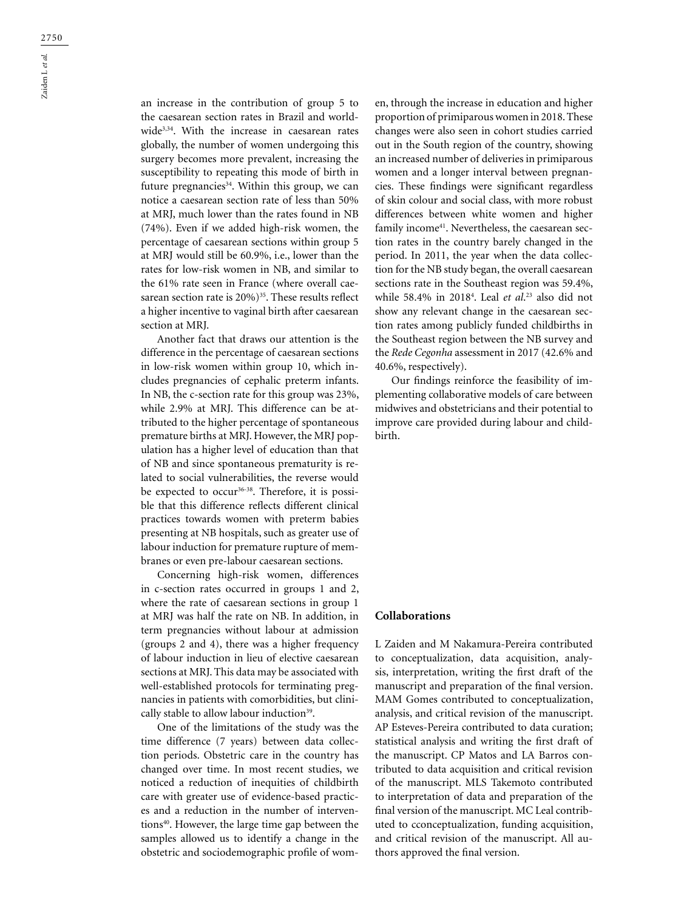an increase in the contribution of group 5 to the caesarean section rates in Brazil and worldwide[3,34]. With the increase in caesarean rates globally, the number of women undergoing this surgery becomes more prevalent, increasing the susceptibility to repeating this mode of birth in future pregnancies[34]. Within this group, we can notice a caesarean section rate of less than 50% at MRJ, much lower than the rates found in NB (74%). Even if we added high-risk women, the percentage of caesarean sections within group 5 at MRJ would still be 60.9%, i.e., lower than the rates for low-risk women in NB, and similar to the 61% rate seen in France (where overall caesarean section rate is 20%)[35]. These results reflect a higher incentive to vaginal birth after caesarean section at MRJ.

Another fact that draws our attention is the difference in the percentage of caesarean sections in low-risk women within group 10, which includes pregnancies of cephalic preterm infants. In NB, the c-section rate for this group was 23%, while 2.9% at MRJ. This difference can be attributed to the higher percentage of spontaneous premature births at MRJ. However, the MRJ population has a higher level of education than that of NB and since spontaneous prematurity is related to social vulnerabilities, the reverse would be expected to occur[36-38]. Therefore, it is possible that this difference reflects different clinical practices towards women with preterm babies presenting at NB hospitals, such as greater use of labour induction for premature rupture of membranes or even pre-labour caesarean sections.

Concerning high-risk women, differences in c-section rates occurred in groups 1 and 2, where the rate of caesarean sections in group 1 at MRJ was half the rate on NB. In addition, in term pregnancies without labour at admission (groups 2 and 4), there was a higher frequency of labour induction in lieu of elective caesarean sections at MRJ. This data may be associated with well-established protocols for terminating pregnancies in patients with comorbidities, but clinically stable to allow labour induction[39].

One of the limitations of the study was the time difference (7 years) between data collection periods. Obstetric care in the country has changed over time. In most recent studies, we noticed a reduction of inequities of childbirth care with greater use of evidence-based practices and a reduction in the number of interventions[40]. However, the large time gap between the samples allowed us to identify a change in the obstetric and sociodemographic profile of women, through the increase in education and higher proportion of primiparous women in 2018. These changes were also seen in cohort studies carried out in the South region of the country, showing an increased number of deliveries in primiparous women and a longer interval between pregnancies. These findings were significant regardless of skin colour and social class, with more robust differences between white women and higher family income[41]. Nevertheless, the caesarean section rates in the country barely changed in the period. In 2011, the year when the data collection for the NB study began, the overall caesarean sections rate in the Southeast region was 59.4%, while 58.4% in 2018[4]. Leal *et al.*[23] also did not show any relevant change in the caesarean section rates among publicly funded childbirths in the Southeast region between the NB survey and the *Rede Cegonha* assessment in 2017 (42.6% and 40.6%, respectively).

Our findings reinforce the feasibility of implementing collaborative models of care between midwives and obstetricians and their potential to improve care provided during labour and childbirth.

## Collaborations

L Zaiden and M Nakamura-Pereira contributed to conceptualization, data acquisition, analysis, interpretation, writing the first draft of the manuscript and preparation of the final version. MAM Gomes contributed to conceptualization, analysis, and critical revision of the manuscript. AP Esteves-Pereira contributed to data curation; statistical analysis and writing the first draft of the manuscript. CP Matos and LA Barros contributed to data acquisition and critical revision of the manuscript. MLS Takemoto contributed to interpretation of data and preparation of the final version of the manuscript. MC Leal contributed to cconceptualization, funding acquisition, and critical revision of the manuscript. All authors approved the final version.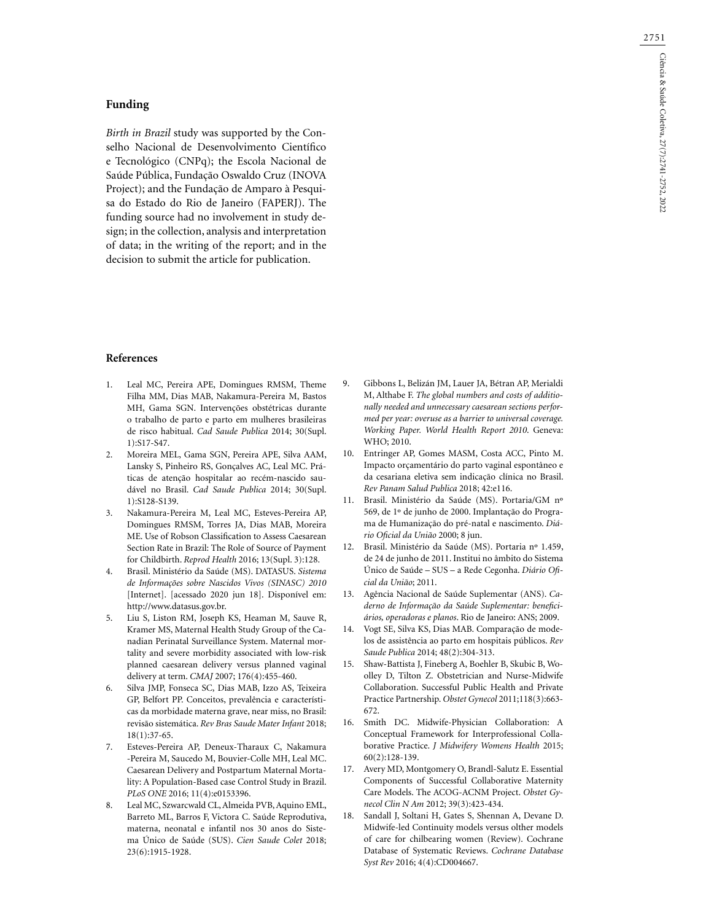## Funding

*Birth in Brazil* study was supported by the Conselho Nacional de Desenvolvimento Científico e Tecnológico (CNPq); the Escola Nacional de Saúde Pública, Fundação Oswaldo Cruz (INOVA Project); and the Fundação de Amparo à Pesquisa do Estado do Rio de Janeiro (FAPERJ). The funding source had no involvement in study design; in the collection, analysis and interpretation of data; in the writing of the report; and in the decision to submit the article for publication.

## References

1. Leal MC, Pereira APE, Domingues RMSM, Theme Filha MM, Dias MAB, Nakamura-Pereira M, Bastos MH, Gama SGN. Intervenções obstétricas durante o trabalho de parto e parto em mulheres brasileiras de risco habitual. *Cad Saude Publica* 2014; 30(Supl. 1):S17-S47.
2. Moreira MEL, Gama SGN, Pereira APE, Silva AAM, Lansky S, Pinheiro RS, Gonçalves AC, Leal MC. Práticas de atenção hospitalar ao recém-nascido saudável no Brasil. *Cad Saude Publica* 2014; 30(Supl. 1):S128-S139.
3. Nakamura-Pereira M, Leal MC, Esteves-Pereira AP, Domingues RMSM, Torres JA, Dias MAB, Moreira ME. Use of Robson Classification to Assess Caesarean Section Rate in Brazil: The Role of Source of Payment for Childbirth. *Reprod Health* 2016; 13(Supl. 3):128.
4. Brasil. Ministério da Saúde (MS). DATASUS. *Sistema de Informações sobre Nascidos Vivos (SINASC) 2010* [Internet]. [acessado 2020 jun 18]. Disponível em: http://www.datasus.gov.br.
5. Liu S, Liston RM, Joseph KS, Heaman M, Sauve R, Kramer MS, Maternal Health Study Group of the Canadian Perinatal Surveillance System. Maternal mortality and severe morbidity associated with low-risk planned caesarean delivery versus planned vaginal delivery at term. *CMAJ* 2007; 176(4):455-460.
6. Silva JMP, Fonseca SC, Dias MAB, Izzo AS, Teixeira GP, Belfort PP. Conceitos, prevalência e características da morbidade materna grave, near miss, no Brasil: revisão sistemática. *Rev Bras Saude Mater Infant* 2018; 18(1):37-65.
7. Esteves-Pereira AP, Deneux-Tharaux C, Nakamura-Pereira M, Saucedo M, Bouvier-Colle MH, Leal MC. Caesarean Delivery and Postpartum Maternal Mortality: A Population-Based case Control Study in Brazil. *PLoS ONE* 2016; 11(4):e0153396.
8. Leal MC, Szwarcwald CL, Almeida PVB, Aquino EML, Barreto ML, Barros F, Victora C. Saúde Reprodutiva, materna, neonatal e infantil nos 30 anos do Sistema Único de Saúde (SUS). *Cien Saude Colet* 2018; 23(6):1915-1928.
9. Gibbons L, Belizán JM, Lauer JA, Bétran AP, Merialdi M, Althabe F. *The global numbers and costs of additionally needed and unnecessary caesarean sections performed per year: overuse as a barrier to universal coverage. Working Paper. World Health Report 2010.* Geneva: WHO; 2010.
10. Entringer AP, Gomes MASM, Costa ACC, Pinto M. Impacto orçamentário do parto vaginal espontâneo e da cesariana eletiva sem indicação clínica no Brasil. *Rev Panam Salud Publica* 2018; 42:e116.
11. Brasil. Ministério da Saúde (MS). Portaria/GM nº 569, de 1º de junho de 2000. Implantação do Programa de Humanização do pré-natal e nascimento. *Diário Oficial da União* 2000; 8 jun.
12. Brasil. Ministério da Saúde (MS). Portaria nº 1.459, de 24 de junho de 2011. Institui no âmbito do Sistema Único de Saúde – SUS – a Rede Cegonha. *Diário Oficial da União*; 2011.
13. Agência Nacional de Saúde Suplementar (ANS). *Caderno de Informação da Saúde Suplementar: beneficiários, operadoras e planos*. Rio de Janeiro: ANS; 2009.
14. Vogt SE, Silva KS, Dias MAB. Comparação de modelos de assistência ao parto em hospitais públicos. *Rev Saude Publica* 2014; 48(2):304-313.
15. Shaw-Battista J, Fineberg A, Boehler B, Skubic B, Woolley D, Tilton Z. Obstetrician and Nurse-Midwife Collaboration. Successful Public Health and Private Practice Partnership. *Obstet Gynecol* 2011;118(3):663-672.
16. Smith DC. Midwife-Physician Collaboration: A Conceptual Framework for Interprofessional Collaborative Practice. *J Midwifery Womens Health* 2015; 60(2):128-139.
17. Avery MD, Montgomery O, Brandl-Salutz E. Essential Components of Successful Collaborative Maternity Care Models. The ACOG-ACNM Project. *Obstet Gynecol Clin N Am* 2012; 39(3):423-434.
18. Sandall J, Soltani H, Gates S, Shennan A, Devane D. Midwife-led Continuity models versus olther models of care for chilbearing women (Review). Cochrane Database of Systematic Reviews. *Cochrane Database Syst Rev* 2016; 4(4):CD004667.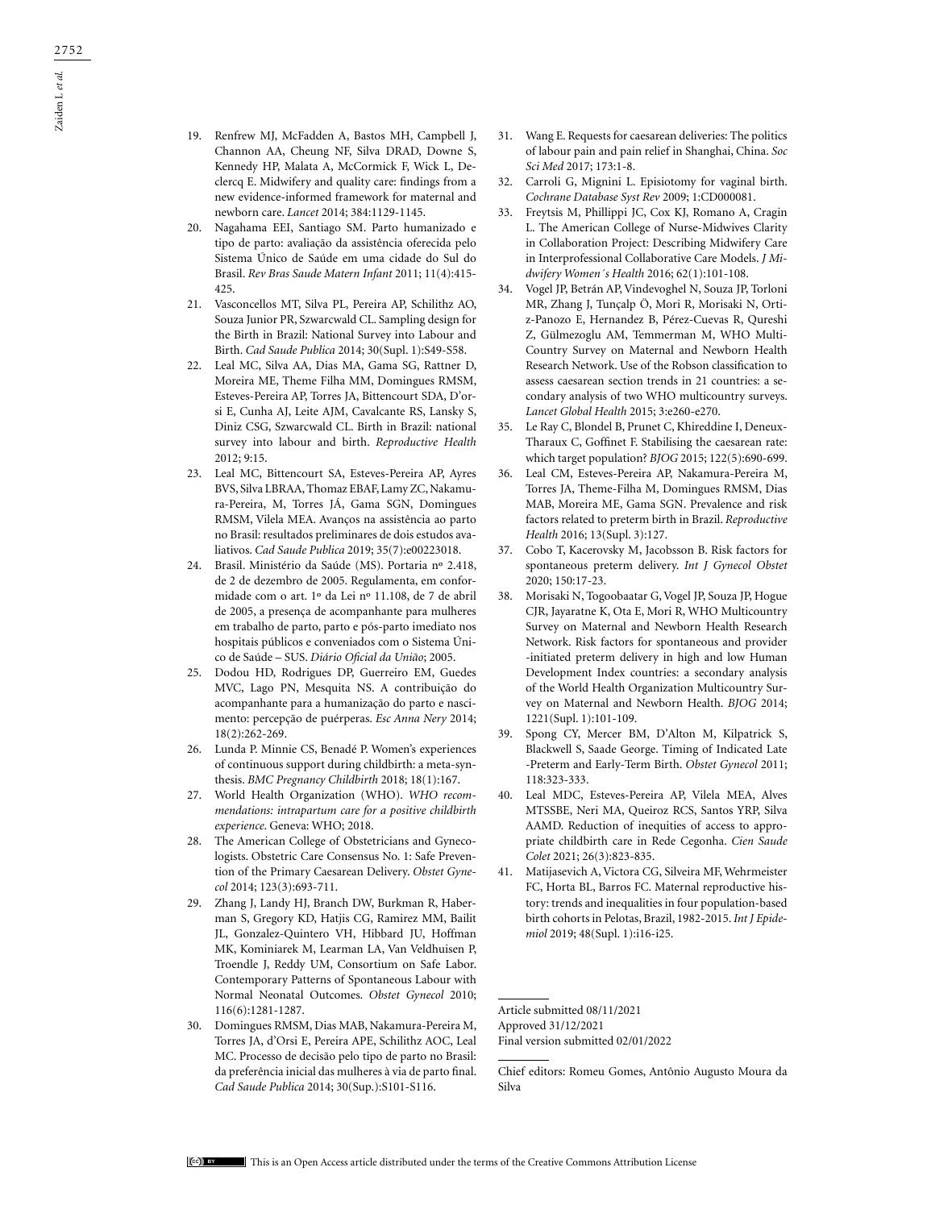19. Renfrew MJ, McFadden A, Bastos MH, Campbell J, Channon AA, Cheung NF, Silva DRAD, Downe S, Kennedy HP, Malata A, McCormick F, Wick L, Declercq E. Midwifery and quality care: findings from a new evidence-informed framework for maternal and newborn care. *Lancet* 2014; 384:1129-1145.
20. Nagahama EEI, Santiago SM. Parto humanizado e tipo de parto: avaliação da assistência oferecida pelo Sistema Único de Saúde em uma cidade do Sul do Brasil. *Rev Bras Saude Matern Infant* 2011; 11(4):415-425.
21. Vasconcellos MT, Silva PL, Pereira AP, Schilithz AO, Souza Junior PR, Szwarcwald CL. Sampling design for the Birth in Brazil: National Survey into Labour and Birth. *Cad Saude Publica* 2014; 30(Supl. 1):S49-S58.
22. Leal MC, Silva AA, Dias MA, Gama SG, Rattner D, Moreira ME, Theme Filha MM, Domingues RMSM, Esteves-Pereira AP, Torres JA, Bittencourt SDA, D'orsi E, Cunha AJ, Leite AJM, Cavalcante RS, Lansky S, Diniz CSG, Szwarcwald CL. Birth in Brazil: national survey into labour and birth. *Reproductive Health* 2012; 9:15.
23. Leal MC, Bittencourt SA, Esteves-Pereira AP, Ayres BVS, Silva LBRAA, Thomaz EBAF, Lamy ZC, Nakamura-Pereira, M, Torres JÁ, Gama SGN, Domingues RMSM, Vilela MEA. Avanços na assistência ao parto no Brasil: resultados preliminares de dois estudos avaliativos. *Cad Saude Publica* 2019; 35(7):e00223018.
24. Brasil. Ministério da Saúde (MS). Portaria nº 2.418, de 2 de dezembro de 2005. Regulamenta, em conformidade com o art. 1º da Lei nº 11.108, de 7 de abril de 2005, a presença de acompanhante para mulheres em trabalho de parto, parto e pós-parto imediato nos hospitais públicos e conveniados com o Sistema Único de Saúde – SUS. *Diário Oficial da União*; 2005.
25. Dodou HD, Rodrigues DP, Guerreiro EM, Guedes MVC, Lago PN, Mesquita NS. A contribuição do acompanhante para a humanização do parto e nascimento: percepção de puérperas. *Esc Anna Nery* 2014; 18(2):262-269.
26. Lunda P. Minnie CS, Benadé P. Women's experiences of continuous support during childbirth: a meta-synthesis. *BMC Pregnancy Childbirth* 2018; 18(1):167.
27. World Health Organization (WHO). *WHO recommendations: intrapartum care for a positive childbirth experience*. Geneva: WHO; 2018.
28. The American College of Obstetricians and Gynecologists. Obstetric Care Consensus No. 1: Safe Prevention of the Primary Caesarean Delivery. *Obstet Gynecol* 2014; 123(3):693-711.
29. Zhang J, Landy HJ, Branch DW, Burkman R, Haberman S, Gregory KD, Hatjis CG, Ramirez MM, Bailit JL, Gonzalez-Quintero VH, Hibbard JU, Hoffman MK, Kominiarek M, Learman LA, Van Veldhuisen P, Troendle J, Reddy UM, Consortium on Safe Labor. Contemporary Patterns of Spontaneous Labour with Normal Neonatal Outcomes. *Obstet Gynecol* 2010; 116(6):1281-1287.
30. Domingues RMSM, Dias MAB, Nakamura-Pereira M, Torres JA, d'Orsi E, Pereira APE, Schilithz AOC, Leal MC. Processo de decisão pelo tipo de parto no Brasil: da preferência inicial das mulheres à via de parto final. *Cad Saude Publica* 2014; 30(Sup.):S101-S116.
31. Wang E. Requests for caesarean deliveries: The politics of labour pain and pain relief in Shanghai, China. *Soc Sci Med* 2017; 173:1-8.
32. Carroli G, Mignini L. Episiotomy for vaginal birth. *Cochrane Database Syst Rev* 2009; 1:CD000081.
33. Freytsis M, Phillippi JC, Cox KJ, Romano A, Cragin L. The American College of Nurse-Midwives Clarity in Collaboration Project: Describing Midwifery Care in Interprofessional Collaborative Care Models. *J Midwifery Women´s Health* 2016; 62(1):101-108.
34. Vogel JP, Betrán AP, Vindevoghel N, Souza JP, Torloni MR, Zhang J, Tunçalp Ö, Mori R, Morisaki N, Ortiz-Panozo E, Hernandez B, Pérez-Cuevas R, Qureshi Z, Gülmezoglu AM, Temmerman M, WHO Multi-Country Survey on Maternal and Newborn Health Research Network. Use of the Robson classification to assess caesarean section trends in 21 countries: a secondary analysis of two WHO multicountry surveys. *Lancet Global Health* 2015; 3:e260-e270.
35. Le Ray C, Blondel B, Prunet C, Khireddine I, Deneux-Tharaux C, Goffinet F. Stabilising the caesarean rate: which target population? *BJOG* 2015; 122(5):690-699.
36. Leal CM, Esteves-Pereira AP, Nakamura-Pereira M, Torres JA, Theme-Filha M, Domingues RMSM, Dias MAB, Moreira ME, Gama SGN. Prevalence and risk factors related to preterm birth in Brazil. *Reproductive Health* 2016; 13(Supl. 3):127.
37. Cobo T, Kacerovsky M, Jacobsson B. Risk factors for spontaneous preterm delivery. *Int J Gynecol Obstet* 2020; 150:17-23.
38. Morisaki N, Togoobaatar G, Vogel JP, Souza JP, Hogue CJR, Jayaratne K, Ota E, Mori R, WHO Multicountry Survey on Maternal and Newborn Health Research Network. Risk factors for spontaneous and provider-initiated preterm delivery in high and low Human Development Index countries: a secondary analysis of the World Health Organization Multicountry Survey on Maternal and Newborn Health. *BJOG* 2014; 1221(Supl. 1):101-109.
39. Spong CY, Mercer BM, D'Alton M, Kilpatrick S, Blackwell S, Saade George. Timing of Indicated Late-Preterm and Early-Term Birth. *Obstet Gynecol* 2011; 118:323-333.
40. Leal MDC, Esteves-Pereira AP, Vilela MEA, Alves MTSSBE, Neri MA, Queiroz RCS, Santos YRP, Silva AAMD. Reduction of inequities of access to appropriate childbirth care in Rede Cegonha. *Cien Saude Colet* 2021; 26(3):823-835.
41. Matijasevich A, Victora CG, Silveira MF, Wehrmeister FC, Horta BL, Barros FC. Maternal reproductive history: trends and inequalities in four population-based birth cohorts in Pelotas, Brazil, 1982-2015. *Int J Epidemiol* 2019; 48(Supl. 1):i16-i25.

Article submitted 08/11/2021
Approved 31/12/2021
Final version submitted 02/01/2022

Chief editors: Romeu Gomes, Antônio Augusto Moura da Silva

This is an Open Access article distributed under the terms of the Creative Commons Attribution License